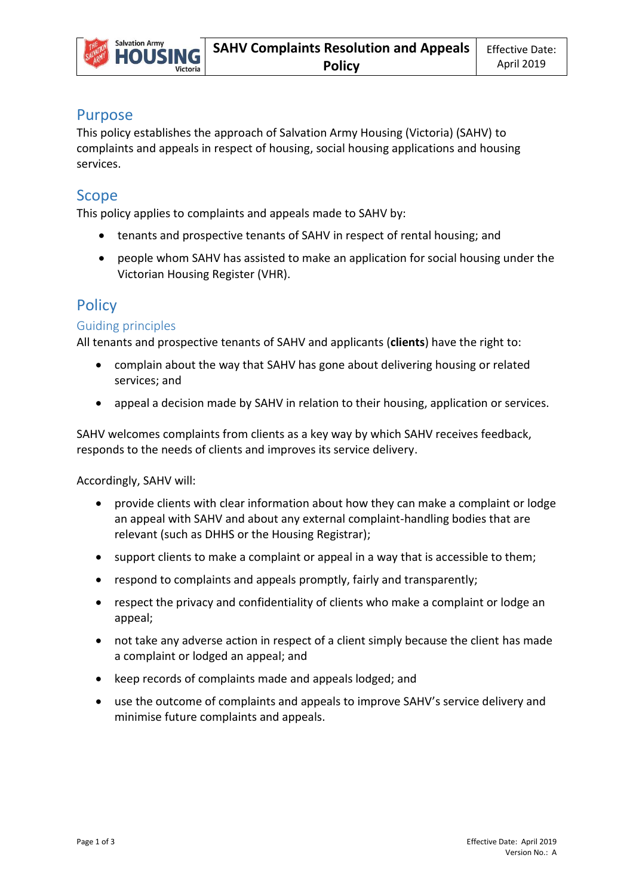# SAHV Complaints Resolution and Appeals Policy

Effective Date: April 2019

## Purpose

This policy establishes the approach of Salvation Army Housing (Victoria) (SAHV) to complaints and appeals in respect of housing, social housing applications and housing services.

## Scope

This policy applies to complaints and appeals made to SAHV by:

- tenants and prospective tenants of SAHV in respect of rental housing; and
- people whom SAHV has assisted to make an application for social housing under the Victorian Housing Register (VHR).

## Policy

### Guiding principles

All tenants and prospective tenants of SAHV and applicants (**clients**) have the right to:

- complain about the way that SAHV has gone about delivering housing or related services; and
- appeal a decision made by SAHV in relation to their housing, application or services.

SAHV welcomes complaints from clients as a key way by which SAHV receives feedback, responds to the needs of clients and improves its service delivery.

Accordingly, SAHV will:

- provide clients with clear information about how they can make a complaint or lodge an appeal with SAHV and about any external complaint-handling bodies that are relevant (such as DHHS or the Housing Registrar);
- support clients to make a complaint or appeal in a way that is accessible to them;
- respond to complaints and appeals promptly, fairly and transparently;
- respect the privacy and confidentiality of clients who make a complaint or lodge an appeal;
- not take any adverse action in respect of a client simply because the client has made a complaint or lodged an appeal; and
- keep records of complaints made and appeals lodged; and
- use the outcome of complaints and appeals to improve SAHV's service delivery and minimise future complaints and appeals.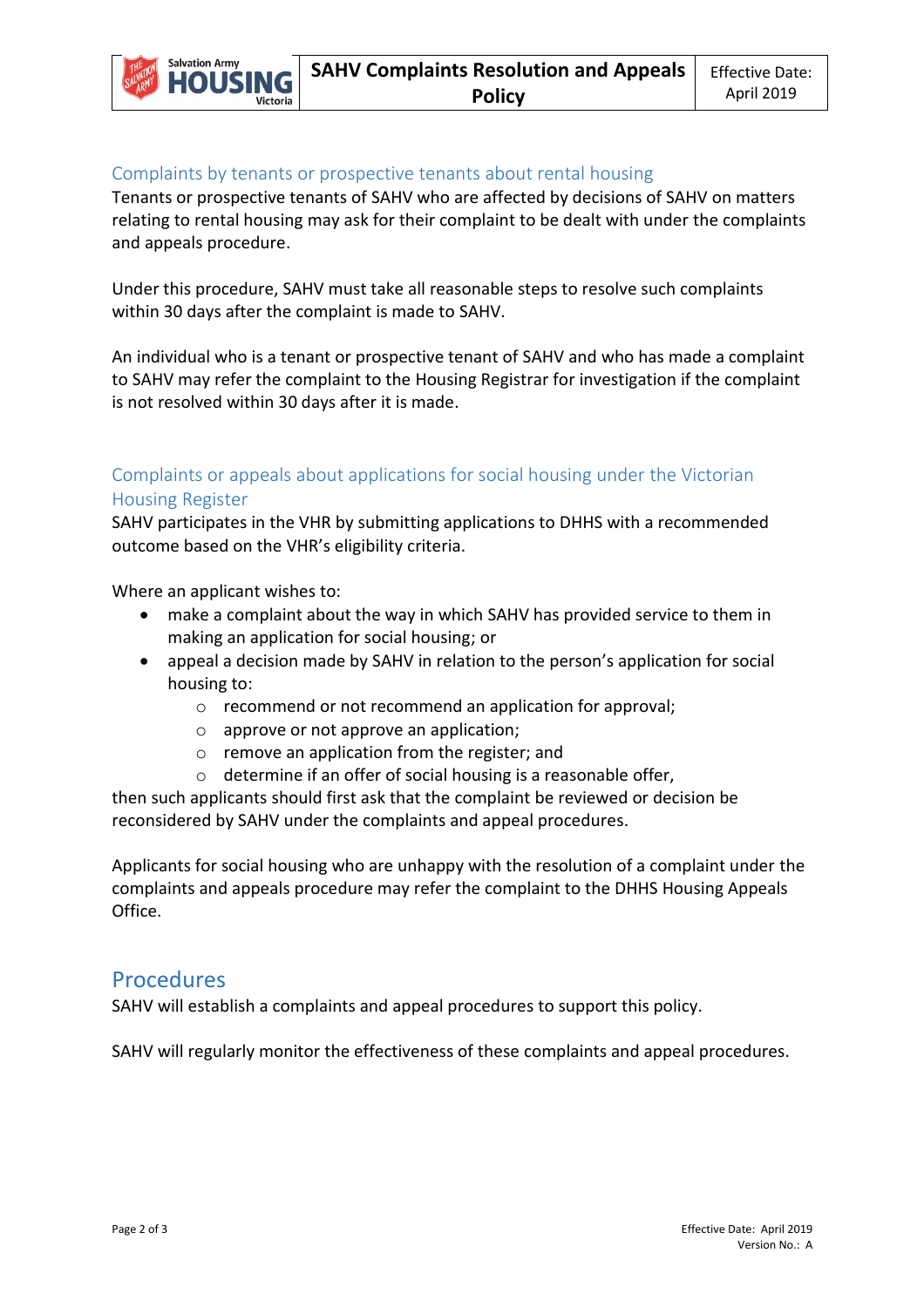### Complaints by tenants or prospective tenants about rental housing

Tenants or prospective tenants of SAHV who are affected by decisions of SAHV on matters relating to rental housing may ask for their complaint to be dealt with under the complaints and appeals procedure.

Under this procedure, SAHV must take all reasonable steps to resolve such complaints within 30 days after the complaint is made to SAHV.

An individual who is a tenant or prospective tenant of SAHV and who has made a complaint to SAHV may refer the complaint to the Housing Registrar for investigation if the complaint is not resolved within 30 days after it is made.

### Complaints or appeals about applications for social housing under the Victorian Housing Register

SAHV participates in the VHR by submitting applications to DHHS with a recommended outcome based on the VHR's eligibility criteria.

Where an applicant wishes to:

- make a complaint about the way in which SAHV has provided service to them in making an application for social housing; or
- appeal a decision made by SAHV in relation to the person's application for social housing to:
  - recommend or not recommend an application for approval;
  - approve or not approve an application;
  - remove an application from the register; and
  - determine if an offer of social housing is a reasonable offer,

then such applicants should first ask that the complaint be reviewed or decision be reconsidered by SAHV under the complaints and appeal procedures.

Applicants for social housing who are unhappy with the resolution of a complaint under the complaints and appeals procedure may refer the complaint to the DHHS Housing Appeals Office.

## Procedures

SAHV will establish a complaints and appeal procedures to support this policy.

SAHV will regularly monitor the effectiveness of these complaints and appeal procedures.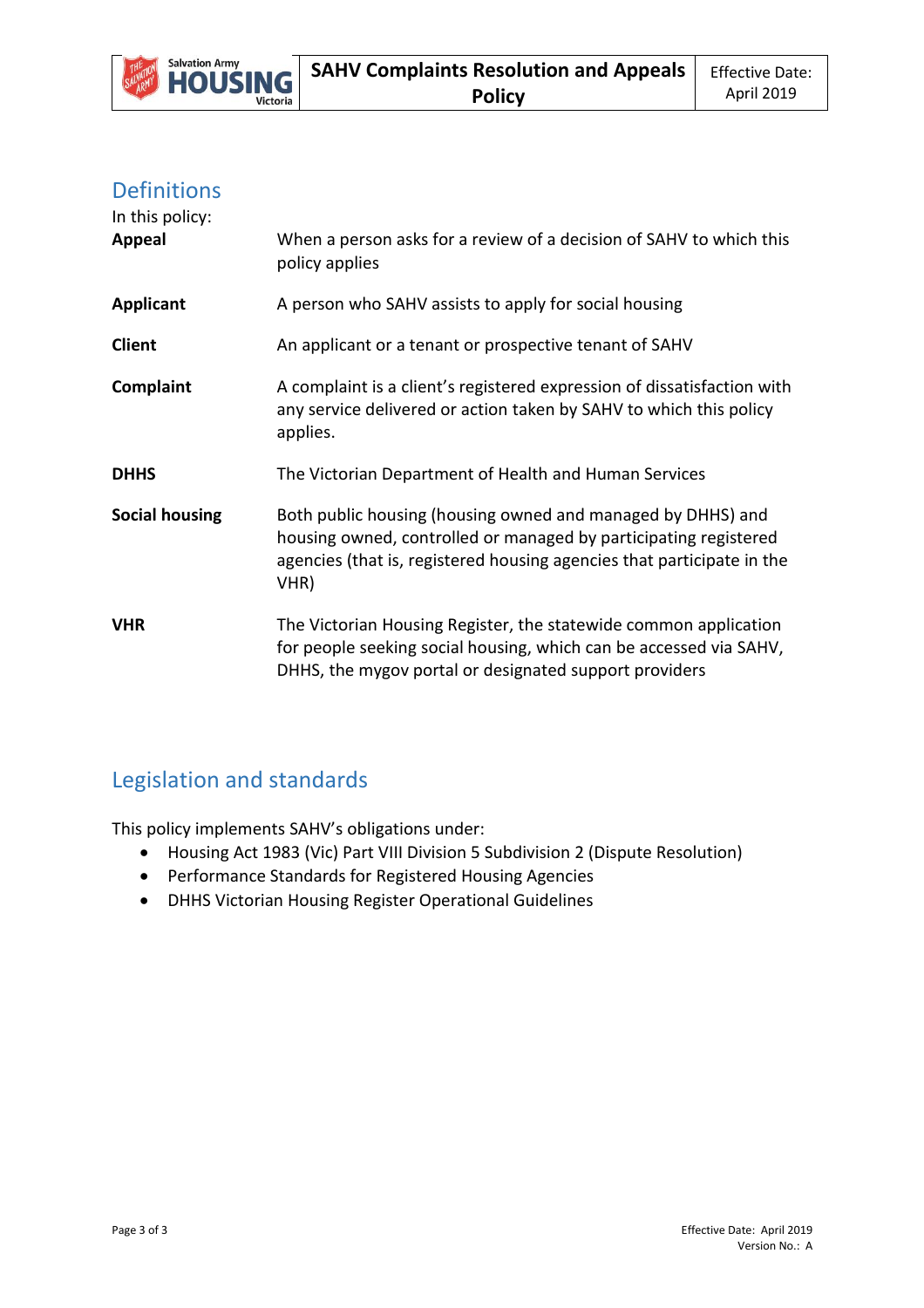## Definitions

In this policy:

| | |
|---|---|
| **Appeal** | When a person asks for a review of a decision of SAHV to which this policy applies |
| **Applicant** | A person who SAHV assists to apply for social housing |
| **Client** | An applicant or a tenant or prospective tenant of SAHV |
| **Complaint** | A complaint is a client's registered expression of dissatisfaction with any service delivered or action taken by SAHV to which this policy applies. |
| **DHHS** | The Victorian Department of Health and Human Services |
| **Social housing** | Both public housing (housing owned and managed by DHHS) and housing owned, controlled or managed by participating registered agencies (that is, registered housing agencies that participate in the VHR) |
| **VHR** | The Victorian Housing Register, the statewide common application for people seeking social housing, which can be accessed via SAHV, DHHS, the mygov portal or designated support providers |

## Legislation and standards

This policy implements SAHV's obligations under:

- Housing Act 1983 (Vic) Part VIII Division 5 Subdivision 2 (Dispute Resolution)
- Performance Standards for Registered Housing Agencies
- DHHS Victorian Housing Register Operational Guidelines